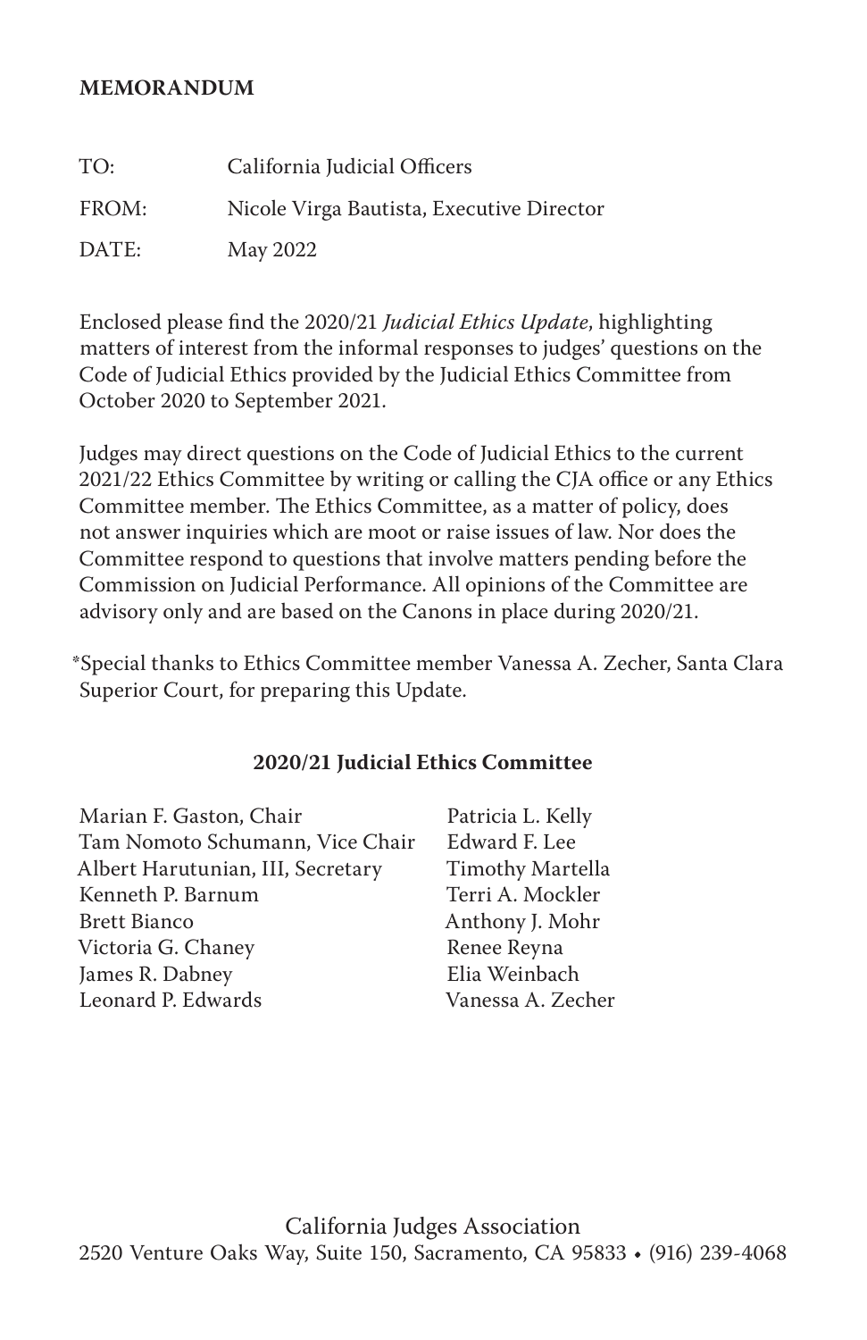**MEMORANDUM**

| | |
|---|---|
| TO: | California Judicial Officers |
| FROM: | Nicole Virga Bautista, Executive Director |
| DATE: | May 2022 |

Enclosed please find the 2020/21 *Judicial Ethics Update*, highlighting matters of interest from the informal responses to judges' questions on the Code of Judicial Ethics provided by the Judicial Ethics Committee from October 2020 to September 2021.

Judges may direct questions on the Code of Judicial Ethics to the current 2021/22 Ethics Committee by writing or calling the CJA office or any Ethics Committee member. The Ethics Committee, as a matter of policy, does not answer inquiries which are moot or raise issues of law. Nor does the Committee respond to questions that involve matters pending before the Commission on Judicial Performance. All opinions of the Committee are advisory only and are based on the Canons in place during 2020/21.

*Special thanks to Ethics Committee member Vanessa A. Zecher, Santa Clara Superior Court, for preparing this Update.

**2020/21 Judicial Ethics Committee**

Marian F. Gaston, Chair
Tam Nomoto Schumann, Vice Chair
Albert Harutunian, III, Secretary
Kenneth P. Barnum
Brett Bianco
Victoria G. Chaney
James R. Dabney
Leonard P. Edwards
Patricia L. Kelly
Edward F. Lee
Timothy Martella
Terri A. Mockler
Anthony J. Mohr
Renee Reyna
Elia Weinbach
Vanessa A. Zecher

California Judges Association
2520 Venture Oaks Way, Suite 150, Sacramento, CA 95833 • (916) 239-4068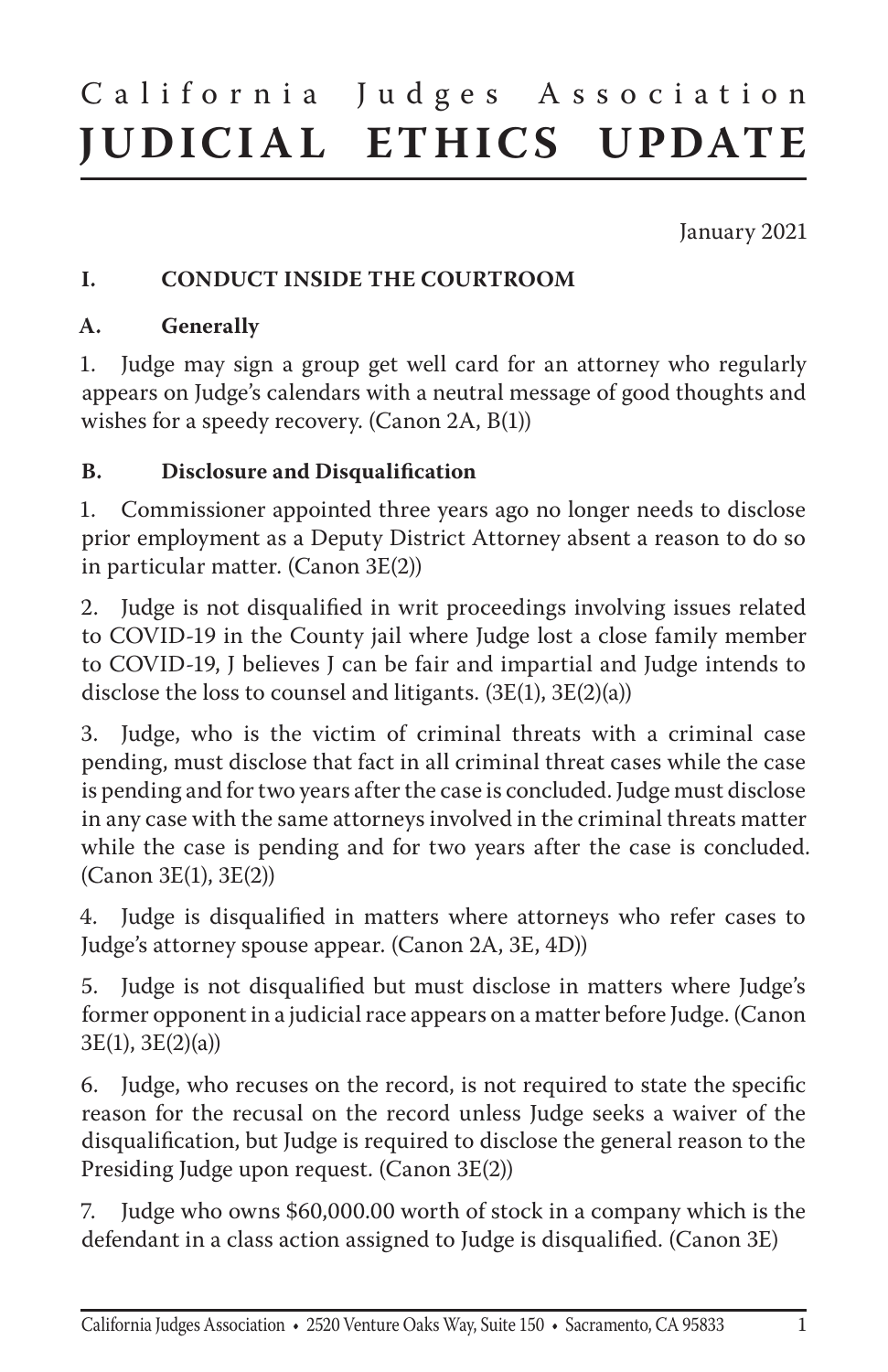California Judges Association
# JUDICIAL ETHICS UPDATE

January 2021

## I. CONDUCT INSIDE THE COURTROOM

### A. Generally

1. Judge may sign a group get well card for an attorney who regularly appears on Judge's calendars with a neutral message of good thoughts and wishes for a speedy recovery. (Canon 2A, B(1))

### B. Disclosure and Disqualification

1. Commissioner appointed three years ago no longer needs to disclose prior employment as a Deputy District Attorney absent a reason to do so in particular matter. (Canon 3E(2))

2. Judge is not disqualified in writ proceedings involving issues related to COVID-19 in the County jail where Judge lost a close family member to COVID-19, J believes J can be fair and impartial and Judge intends to disclose the loss to counsel and litigants. (3E(1), 3E(2)(a))

3. Judge, who is the victim of criminal threats with a criminal case pending, must disclose that fact in all criminal threat cases while the case is pending and for two years after the case is concluded. Judge must disclose in any case with the same attorneys involved in the criminal threats matter while the case is pending and for two years after the case is concluded. (Canon 3E(1), 3E(2))

4. Judge is disqualified in matters where attorneys who refer cases to Judge's attorney spouse appear. (Canon 2A, 3E, 4D))

5. Judge is not disqualified but must disclose in matters where Judge's former opponent in a judicial race appears on a matter before Judge. (Canon 3E(1), 3E(2)(a))

6. Judge, who recuses on the record, is not required to state the specific reason for the recusal on the record unless Judge seeks a waiver of the disqualification, but Judge is required to disclose the general reason to the Presiding Judge upon request. (Canon 3E(2))

7. Judge who owns $60,000.00 worth of stock in a company which is the defendant in a class action assigned to Judge is disqualified. (Canon 3E)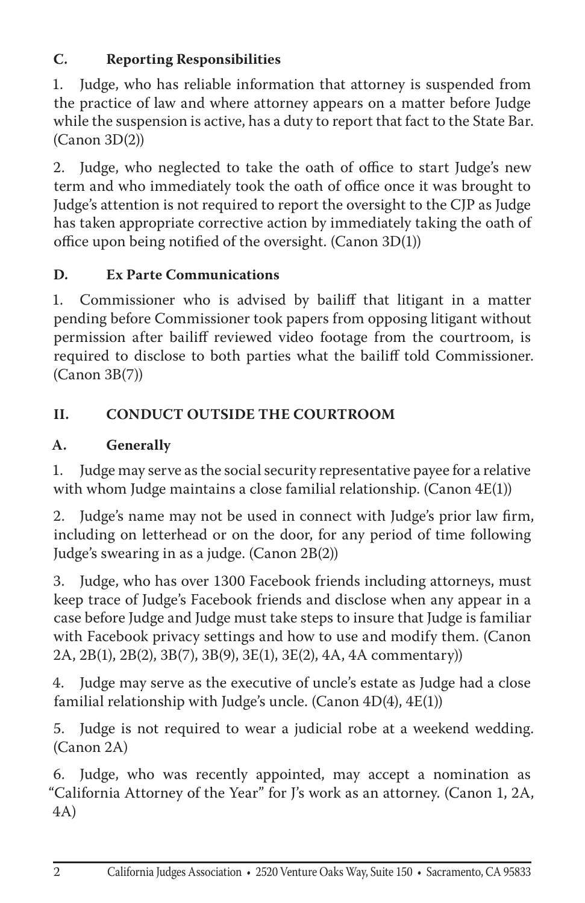### C. Reporting Responsibilities

1. Judge, who has reliable information that attorney is suspended from the practice of law and where attorney appears on a matter before Judge while the suspension is active, has a duty to report that fact to the State Bar. (Canon 3D(2))

2. Judge, who neglected to take the oath of office to start Judge's new term and who immediately took the oath of office once it was brought to Judge's attention is not required to report the oversight to the CJP as Judge has taken appropriate corrective action by immediately taking the oath of office upon being notified of the oversight. (Canon 3D(1))

### D. Ex Parte Communications

1. Commissioner who is advised by bailiff that litigant in a matter pending before Commissioner took papers from opposing litigant without permission after bailiff reviewed video footage from the courtroom, is required to disclose to both parties what the bailiff told Commissioner. (Canon 3B(7))

## II. CONDUCT OUTSIDE THE COURTROOM

### A. Generally

1. Judge may serve as the social security representative payee for a relative with whom Judge maintains a close familial relationship. (Canon 4E(1))

2. Judge's name may not be used in connect with Judge's prior law firm, including on letterhead or on the door, for any period of time following Judge's swearing in as a judge. (Canon 2B(2))

3. Judge, who has over 1300 Facebook friends including attorneys, must keep trace of Judge's Facebook friends and disclose when any appear in a case before Judge and Judge must take steps to insure that Judge is familiar with Facebook privacy settings and how to use and modify them. (Canon 2A, 2B(1), 2B(2), 3B(7), 3B(9), 3E(1), 3E(2), 4A, 4A commentary))

4. Judge may serve as the executive of uncle's estate as Judge had a close familial relationship with Judge's uncle. (Canon 4D(4), 4E(1))

5. Judge is not required to wear a judicial robe at a weekend wedding. (Canon 2A)

6. Judge, who was recently appointed, may accept a nomination as "California Attorney of the Year" for J's work as an attorney. (Canon 1, 2A, 4A)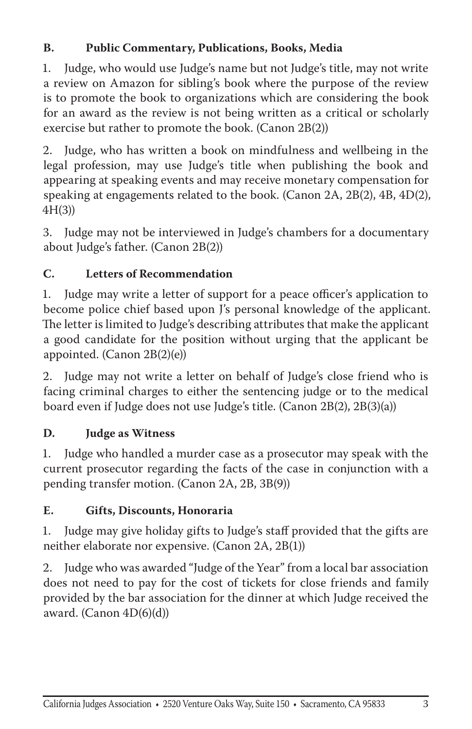### B. Public Commentary, Publications, Books, Media

1. Judge, who would use Judge's name but not Judge's title, may not write a review on Amazon for sibling's book where the purpose of the review is to promote the book to organizations which are considering the book for an award as the review is not being written as a critical or scholarly exercise but rather to promote the book. (Canon 2B(2))

2. Judge, who has written a book on mindfulness and wellbeing in the legal profession, may use Judge's title when publishing the book and appearing at speaking events and may receive monetary compensation for speaking at engagements related to the book. (Canon 2A, 2B(2), 4B, 4D(2), 4H(3))

3. Judge may not be interviewed in Judge's chambers for a documentary about Judge's father. (Canon 2B(2))

### C. Letters of Recommendation

1. Judge may write a letter of support for a peace officer's application to become police chief based upon J's personal knowledge of the applicant. The letter is limited to Judge's describing attributes that make the applicant a good candidate for the position without urging that the applicant be appointed. (Canon 2B(2)(e))

2. Judge may not write a letter on behalf of Judge's close friend who is facing criminal charges to either the sentencing judge or to the medical board even if Judge does not use Judge's title. (Canon 2B(2), 2B(3)(a))

### D. Judge as Witness

1. Judge who handled a murder case as a prosecutor may speak with the current prosecutor regarding the facts of the case in conjunction with a pending transfer motion. (Canon 2A, 2B, 3B(9))

### E. Gifts, Discounts, Honoraria

1. Judge may give holiday gifts to Judge's staff provided that the gifts are neither elaborate nor expensive. (Canon 2A, 2B(1))

2. Judge who was awarded "Judge of the Year" from a local bar association does not need to pay for the cost of tickets for close friends and family provided by the bar association for the dinner at which Judge received the award. (Canon 4D(6)(d))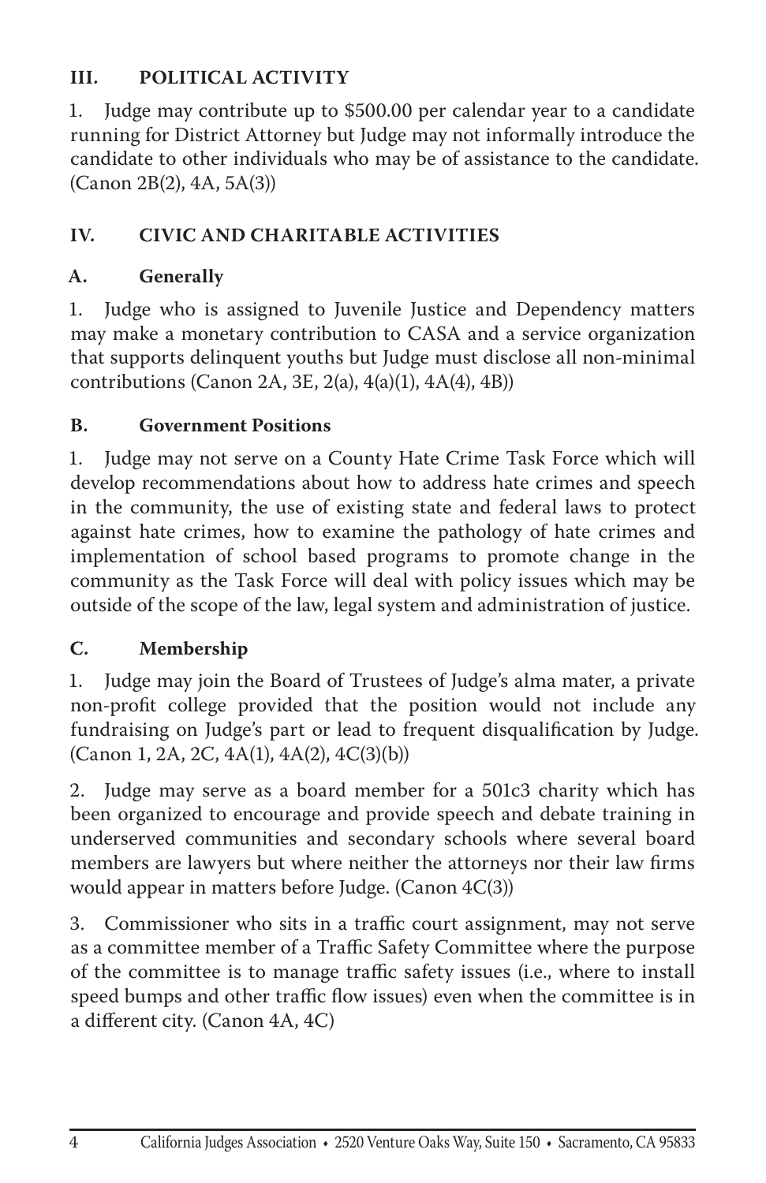## III. POLITICAL ACTIVITY

1. Judge may contribute up to $500.00 per calendar year to a candidate running for District Attorney but Judge may not informally introduce the candidate to other individuals who may be of assistance to the candidate. (Canon 2B(2), 4A, 5A(3))

## IV. CIVIC AND CHARITABLE ACTIVITIES

### A. Generally

1. Judge who is assigned to Juvenile Justice and Dependency matters may make a monetary contribution to CASA and a service organization that supports delinquent youths but Judge must disclose all non-minimal contributions (Canon 2A, 3E, 2(a), 4(a)(1), 4A(4), 4B))

### B. Government Positions

1. Judge may not serve on a County Hate Crime Task Force which will develop recommendations about how to address hate crimes and speech in the community, the use of existing state and federal laws to protect against hate crimes, how to examine the pathology of hate crimes and implementation of school based programs to promote change in the community as the Task Force will deal with policy issues which may be outside of the scope of the law, legal system and administration of justice.

### C. Membership

1. Judge may join the Board of Trustees of Judge's alma mater, a private non-profit college provided that the position would not include any fundraising on Judge's part or lead to frequent disqualification by Judge. (Canon 1, 2A, 2C, 4A(1), 4A(2), 4C(3)(b))

2. Judge may serve as a board member for a 501c3 charity which has been organized to encourage and provide speech and debate training in underserved communities and secondary schools where several board members are lawyers but where neither the attorneys nor their law firms would appear in matters before Judge. (Canon 4C(3))

3. Commissioner who sits in a traffic court assignment, may not serve as a committee member of a Traffic Safety Committee where the purpose of the committee is to manage traffic safety issues (i.e., where to install speed bumps and other traffic flow issues) even when the committee is in a different city. (Canon 4A, 4C)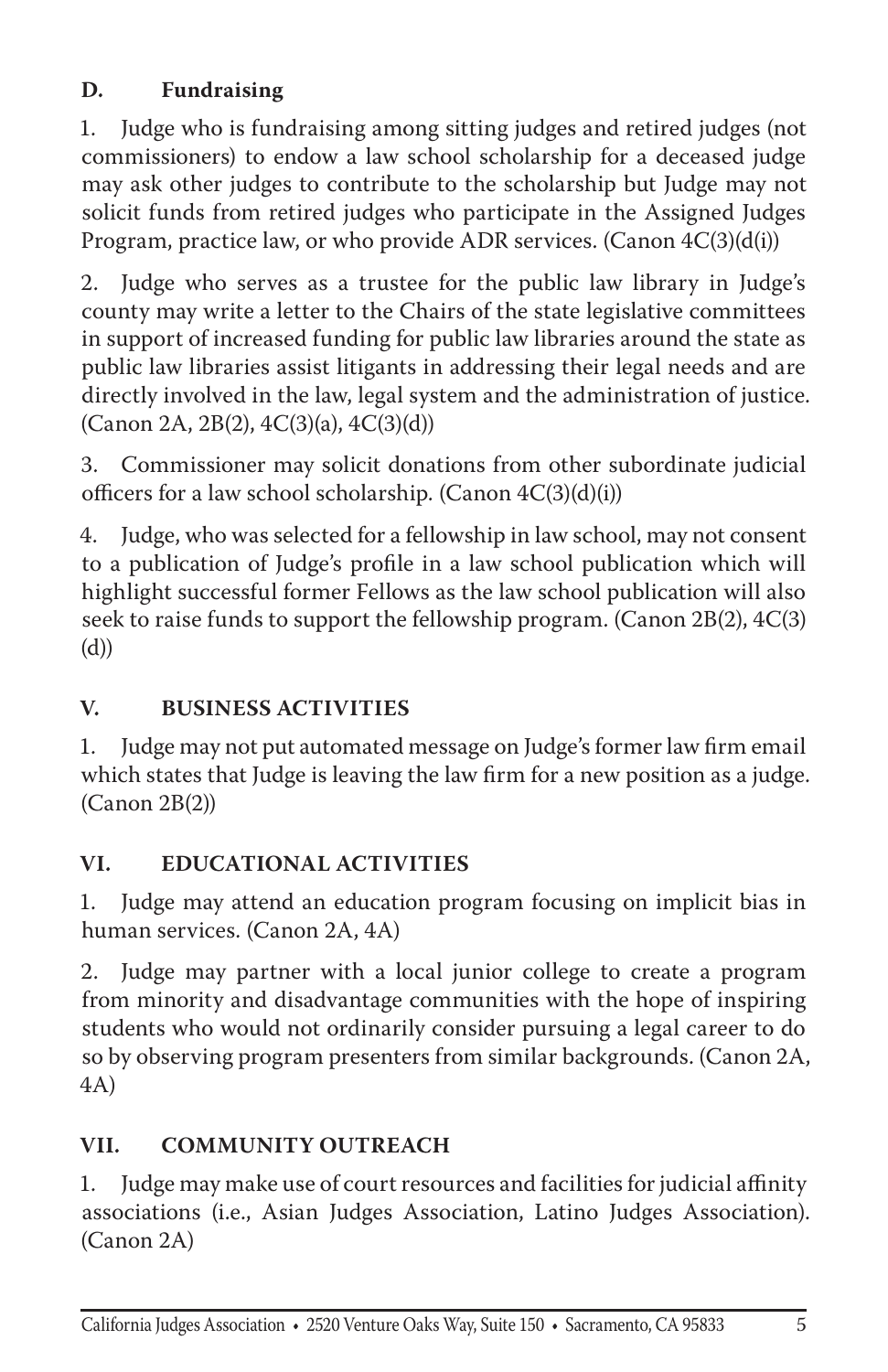### D. Fundraising

1. Judge who is fundraising among sitting judges and retired judges (not commissioners) to endow a law school scholarship for a deceased judge may ask other judges to contribute to the scholarship but Judge may not solicit funds from retired judges who participate in the Assigned Judges Program, practice law, or who provide ADR services. (Canon 4C(3)(d(i))

2. Judge who serves as a trustee for the public law library in Judge's county may write a letter to the Chairs of the state legislative committees in support of increased funding for public law libraries around the state as public law libraries assist litigants in addressing their legal needs and are directly involved in the law, legal system and the administration of justice. (Canon 2A, 2B(2), 4C(3)(a), 4C(3)(d))

3. Commissioner may solicit donations from other subordinate judicial officers for a law school scholarship. (Canon 4C(3)(d)(i))

4. Judge, who was selected for a fellowship in law school, may not consent to a publication of Judge's profile in a law school publication which will highlight successful former Fellows as the law school publication will also seek to raise funds to support the fellowship program. (Canon 2B(2), 4C(3)(d))

## V. BUSINESS ACTIVITIES

1. Judge may not put automated message on Judge's former law firm email which states that Judge is leaving the law firm for a new position as a judge. (Canon 2B(2))

## VI. EDUCATIONAL ACTIVITIES

1. Judge may attend an education program focusing on implicit bias in human services. (Canon 2A, 4A)

2. Judge may partner with a local junior college to create a program from minority and disadvantage communities with the hope of inspiring students who would not ordinarily consider pursuing a legal career to do so by observing program presenters from similar backgrounds. (Canon 2A, 4A)

## VII. COMMUNITY OUTREACH

1. Judge may make use of court resources and facilities for judicial affinity associations (i.e., Asian Judges Association, Latino Judges Association). (Canon 2A)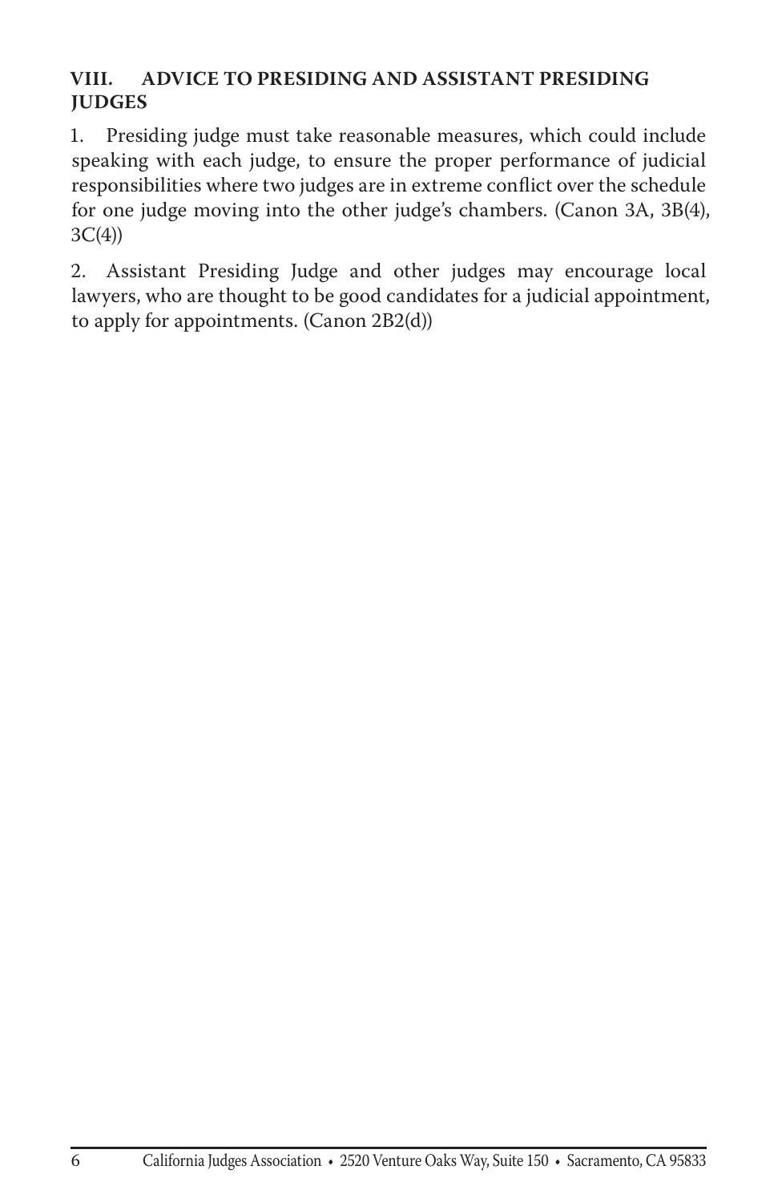## VIII. ADVICE TO PRESIDING AND ASSISTANT PRESIDING JUDGES

1. Presiding judge must take reasonable measures, which could include speaking with each judge, to ensure the proper performance of judicial responsibilities where two judges are in extreme conflict over the schedule for one judge moving into the other judge's chambers. (Canon 3A, 3B(4), 3C(4))

2. Assistant Presiding Judge and other judges may encourage local lawyers, who are thought to be good candidates for a judicial appointment, to apply for appointments. (Canon 2B2(d))